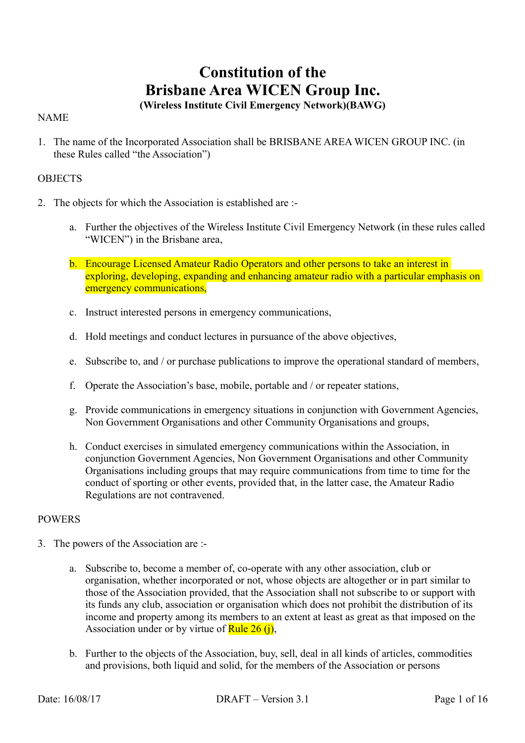# Constitution of the Brisbane Area WICEN Group Inc.

**(Wireless Institute Civil Emergency Network)(BAWG)**

NAME

1. The name of the Incorporated Association shall be BRISBANE AREA WICEN GROUP INC. (in these Rules called "the Association")

OBJECTS

2. The objects for which the Association is established are :-

   a. Further the objectives of the Wireless Institute Civil Emergency Network (in these rules called "WICEN") in the Brisbane area,

   b. Encourage Licensed Amateur Radio Operators and other persons to take an interest in exploring, developing, expanding and enhancing amateur radio with a particular emphasis on emergency communications,

   c. Instruct interested persons in emergency communications,

   d. Hold meetings and conduct lectures in pursuance of the above objectives,

   e. Subscribe to, and / or purchase publications to improve the operational standard of members,

   f. Operate the Association's base, mobile, portable and / or repeater stations,

   g. Provide communications in emergency situations in conjunction with Government Agencies, Non Government Organisations and other Community Organisations and groups,

   h. Conduct exercises in simulated emergency communications within the Association, in conjunction Government Agencies, Non Government Organisations and other Community Organisations including groups that may require communications from time to time for the conduct of sporting or other events, provided that, in the latter case, the Amateur Radio Regulations are not contravened.

POWERS

3. The powers of the Association are :-

   a. Subscribe to, become a member of, co-operate with any other association, club or organisation, whether incorporated or not, whose objects are altogether or in part similar to those of the Association provided, that the Association shall not subscribe to or support with its funds any club, association or organisation which does not prohibit the distribution of its income and property among its members to an extent at least as great as that imposed on the Association under or by virtue of Rule 26 (j),

   b. Further to the objects of the Association, buy, sell, deal in all kinds of articles, commodities and provisions, both liquid and solid, for the members of the Association or persons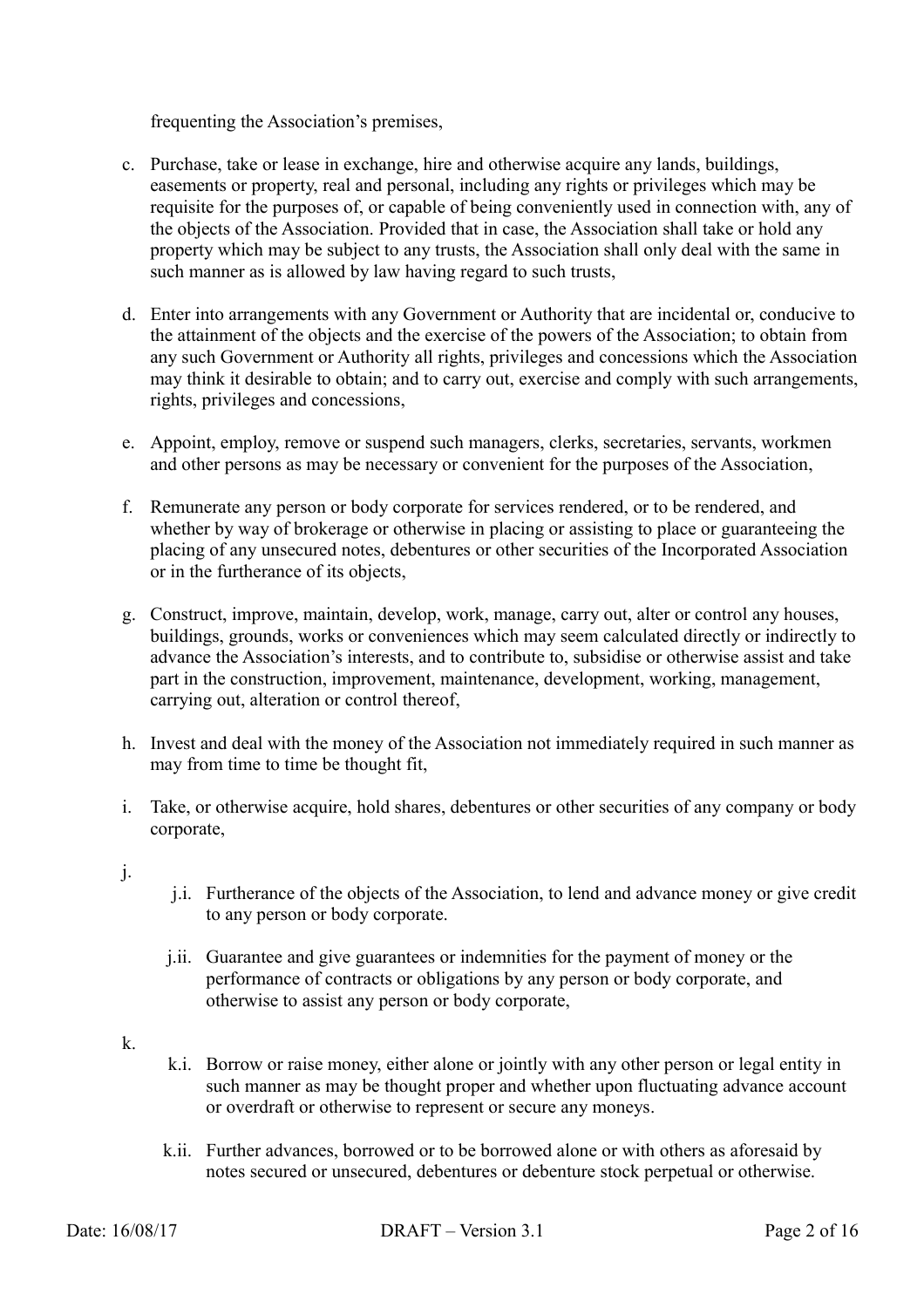frequenting the Association's premises,

c. Purchase, take or lease in exchange, hire and otherwise acquire any lands, buildings, easements or property, real and personal, including any rights or privileges which may be requisite for the purposes of, or capable of being conveniently used in connection with, any of the objects of the Association. Provided that in case, the Association shall take or hold any property which may be subject to any trusts, the Association shall only deal with the same in such manner as is allowed by law having regard to such trusts,

d. Enter into arrangements with any Government or Authority that are incidental or, conducive to the attainment of the objects and the exercise of the powers of the Association; to obtain from any such Government or Authority all rights, privileges and concessions which the Association may think it desirable to obtain; and to carry out, exercise and comply with such arrangements, rights, privileges and concessions,

e. Appoint, employ, remove or suspend such managers, clerks, secretaries, servants, workmen and other persons as may be necessary or convenient for the purposes of the Association,

f. Remunerate any person or body corporate for services rendered, or to be rendered, and whether by way of brokerage or otherwise in placing or assisting to place or guaranteeing the placing of any unsecured notes, debentures or other securities of the Incorporated Association or in the furtherance of its objects,

g. Construct, improve, maintain, develop, work, manage, carry out, alter or control any houses, buildings, grounds, works or conveniences which may seem calculated directly or indirectly to advance the Association's interests, and to contribute to, subsidise or otherwise assist and take part in the construction, improvement, maintenance, development, working, management, carrying out, alteration or control thereof,

h. Invest and deal with the money of the Association not immediately required in such manner as may from time to time be thought fit,

i. Take, or otherwise acquire, hold shares, debentures or other securities of any company or body corporate,

j.
   - j.i. Furtherance of the objects of the Association, to lend and advance money or give credit to any person or body corporate.
   - j.ii. Guarantee and give guarantees or indemnities for the payment of money or the performance of contracts or obligations by any person or body corporate, and otherwise to assist any person or body corporate,

k.
   - k.i. Borrow or raise money, either alone or jointly with any other person or legal entity in such manner as may be thought proper and whether upon fluctuating advance account or overdraft or otherwise to represent or secure any moneys.
   - k.ii. Further advances, borrowed or to be borrowed alone or with others as aforesaid by notes secured or unsecured, debentures or debenture stock perpetual or otherwise.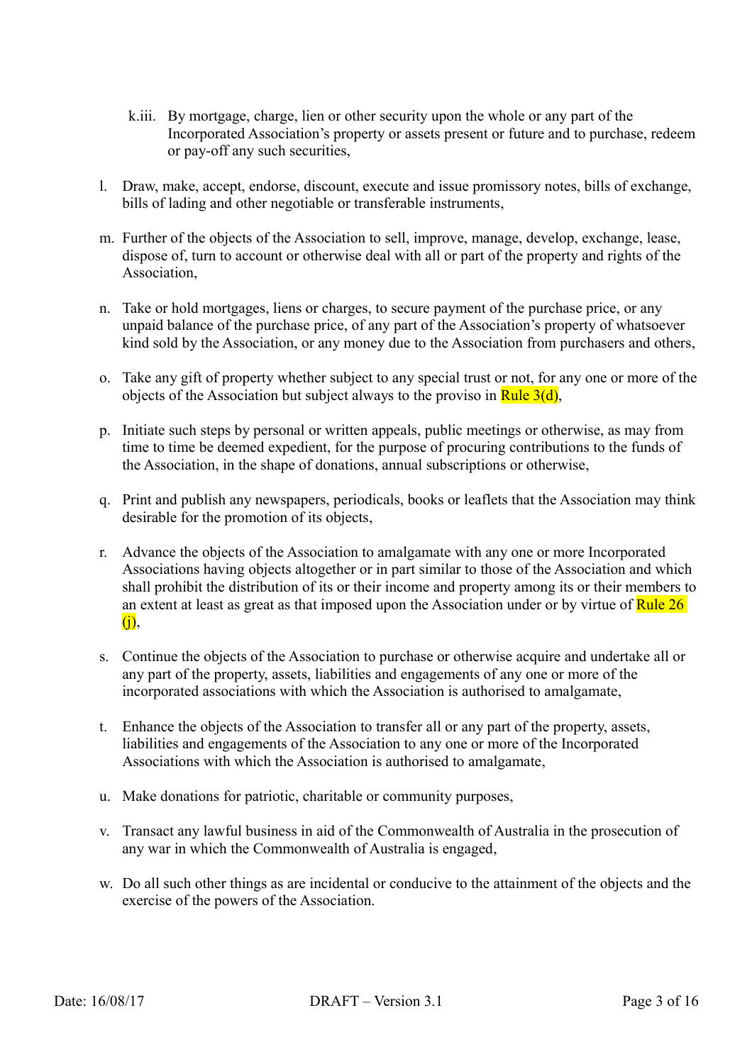k.iii. By mortgage, charge, lien or other security upon the whole or any part of the Incorporated Association's property or assets present or future and to purchase, redeem or pay-off any such securities,

l. Draw, make, accept, endorse, discount, execute and issue promissory notes, bills of exchange, bills of lading and other negotiable or transferable instruments,

m. Further of the objects of the Association to sell, improve, manage, develop, exchange, lease, dispose of, turn to account or otherwise deal with all or part of the property and rights of the Association,

n. Take or hold mortgages, liens or charges, to secure payment of the purchase price, or any unpaid balance of the purchase price, of any part of the Association's property of whatsoever kind sold by the Association, or any money due to the Association from purchasers and others,

o. Take any gift of property whether subject to any special trust or not, for any one or more of the objects of the Association but subject always to the proviso in Rule 3(d),

p. Initiate such steps by personal or written appeals, public meetings or otherwise, as may from time to time be deemed expedient, for the purpose of procuring contributions to the funds of the Association, in the shape of donations, annual subscriptions or otherwise,

q. Print and publish any newspapers, periodicals, books or leaflets that the Association may think desirable for the promotion of its objects,

r. Advance the objects of the Association to amalgamate with any one or more Incorporated Associations having objects altogether or in part similar to those of the Association and which shall prohibit the distribution of its or their income and property among its or their members to an extent at least as great as that imposed upon the Association under or by virtue of Rule 26 (j),

s. Continue the objects of the Association to purchase or otherwise acquire and undertake all or any part of the property, assets, liabilities and engagements of any one or more of the incorporated associations with which the Association is authorised to amalgamate,

t. Enhance the objects of the Association to transfer all or any part of the property, assets, liabilities and engagements of the Association to any one or more of the Incorporated Associations with which the Association is authorised to amalgamate,

u. Make donations for patriotic, charitable or community purposes,

v. Transact any lawful business in aid of the Commonwealth of Australia in the prosecution of any war in which the Commonwealth of Australia is engaged,

w. Do all such other things as are incidental or conducive to the attainment of the objects and the exercise of the powers of the Association.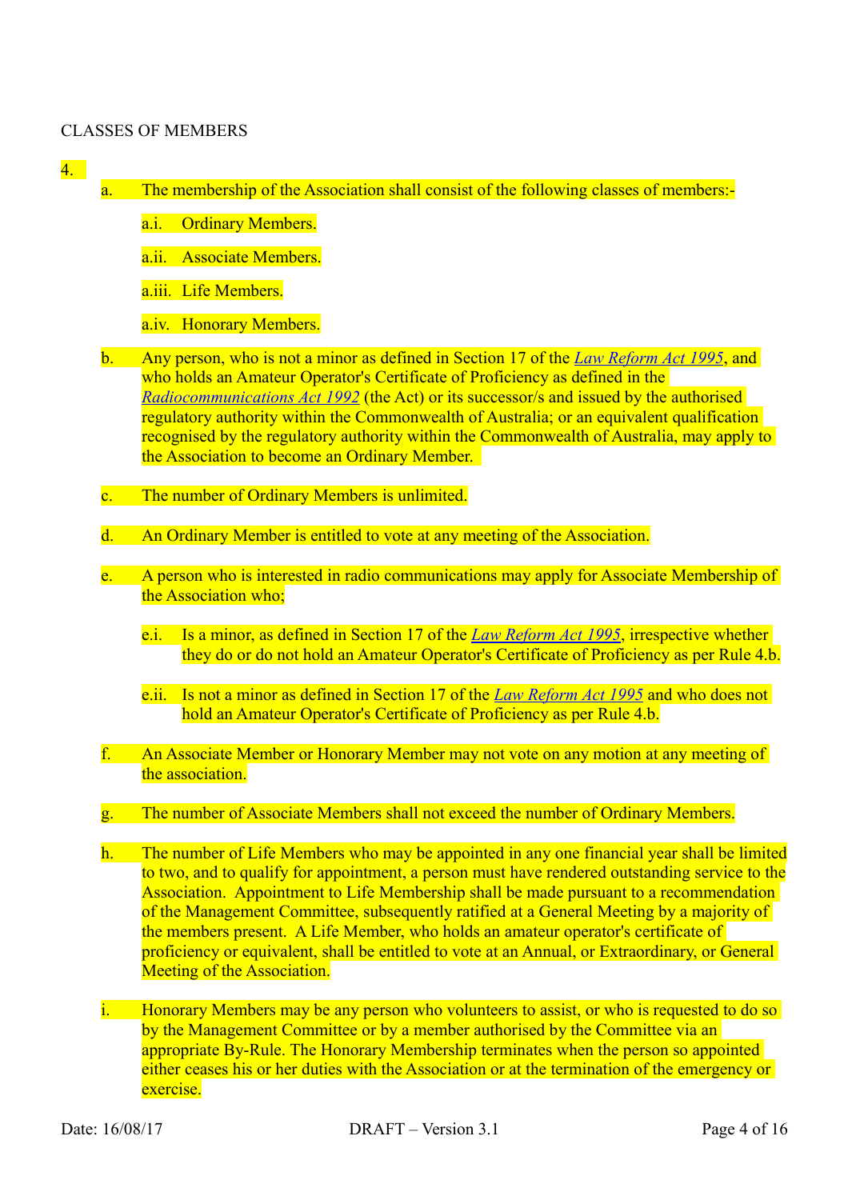CLASSES OF MEMBERS

4.

a. The membership of the Association shall consist of the following classes of members:-

   a.i. Ordinary Members.

   a.ii. Associate Members.

   a.iii. Life Members.

   a.iv. Honorary Members.

b. Any person, who is not a minor as defined in Section 17 of the *Law Reform Act 1995*, and who holds an Amateur Operator's Certificate of Proficiency as defined in the *Radiocommunications Act 1992* (the Act) or its successor/s and issued by the authorised regulatory authority within the Commonwealth of Australia; or an equivalent qualification recognised by the regulatory authority within the Commonwealth of Australia, may apply to the Association to become an Ordinary Member.

c. The number of Ordinary Members is unlimited.

d. An Ordinary Member is entitled to vote at any meeting of the Association.

e. A person who is interested in radio communications may apply for Associate Membership of the Association who;

   e.i. Is a minor, as defined in Section 17 of the *Law Reform Act 1995*, irrespective whether they do or do not hold an Amateur Operator's Certificate of Proficiency as per Rule 4.b.

   e.ii. Is not a minor as defined in Section 17 of the *Law Reform Act 1995* and who does not hold an Amateur Operator's Certificate of Proficiency as per Rule 4.b.

f. An Associate Member or Honorary Member may not vote on any motion at any meeting of the association.

g. The number of Associate Members shall not exceed the number of Ordinary Members.

h. The number of Life Members who may be appointed in any one financial year shall be limited to two, and to qualify for appointment, a person must have rendered outstanding service to the Association. Appointment to Life Membership shall be made pursuant to a recommendation of the Management Committee, subsequently ratified at a General Meeting by a majority of the members present. A Life Member, who holds an amateur operator's certificate of proficiency or equivalent, shall be entitled to vote at an Annual, or Extraordinary, or General Meeting of the Association.

i. Honorary Members may be any person who volunteers to assist, or who is requested to do so by the Management Committee or by a member authorised by the Committee via an appropriate By-Rule. The Honorary Membership terminates when the person so appointed either ceases his or her duties with the Association or at the termination of the emergency or exercise.

Date: 16/08/17 DRAFT – Version 3.1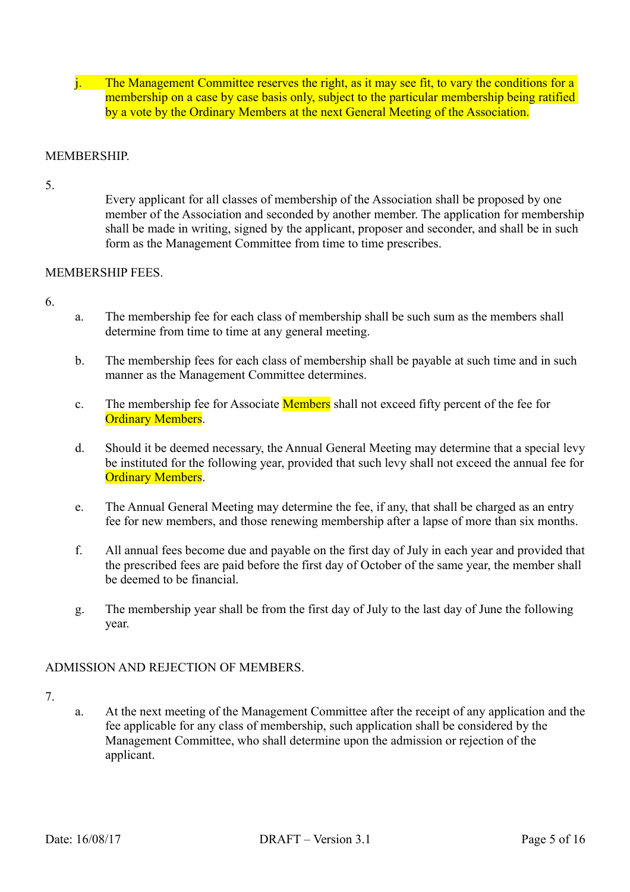j. The Management Committee reserves the right, as it may see fit, to vary the conditions for a membership on a case by case basis only, subject to the particular membership being ratified by a vote by the Ordinary Members at the next General Meeting of the Association.

MEMBERSHIP.

5.

Every applicant for all classes of membership of the Association shall be proposed by one member of the Association and seconded by another member. The application for membership shall be made in writing, signed by the applicant, proposer and seconder, and shall be in such form as the Management Committee from time to time prescribes.

MEMBERSHIP FEES.

6.

a. The membership fee for each class of membership shall be such sum as the members shall determine from time to time at any general meeting.

b. The membership fees for each class of membership shall be payable at such time and in such manner as the Management Committee determines.

c. The membership fee for Associate Members shall not exceed fifty percent of the fee for Ordinary Members.

d. Should it be deemed necessary, the Annual General Meeting may determine that a special levy be instituted for the following year, provided that such levy shall not exceed the annual fee for Ordinary Members.

e. The Annual General Meeting may determine the fee, if any, that shall be charged as an entry fee for new members, and those renewing membership after a lapse of more than six months.

f. All annual fees become due and payable on the first day of July in each year and provided that the prescribed fees are paid before the first day of October of the same year, the member shall be deemed to be financial.

g. The membership year shall be from the first day of July to the last day of June the following year.

ADMISSION AND REJECTION OF MEMBERS.

7.

a. At the next meeting of the Management Committee after the receipt of any application and the fee applicable for any class of membership, such application shall be considered by the Management Committee, who shall determine upon the admission or rejection of the applicant.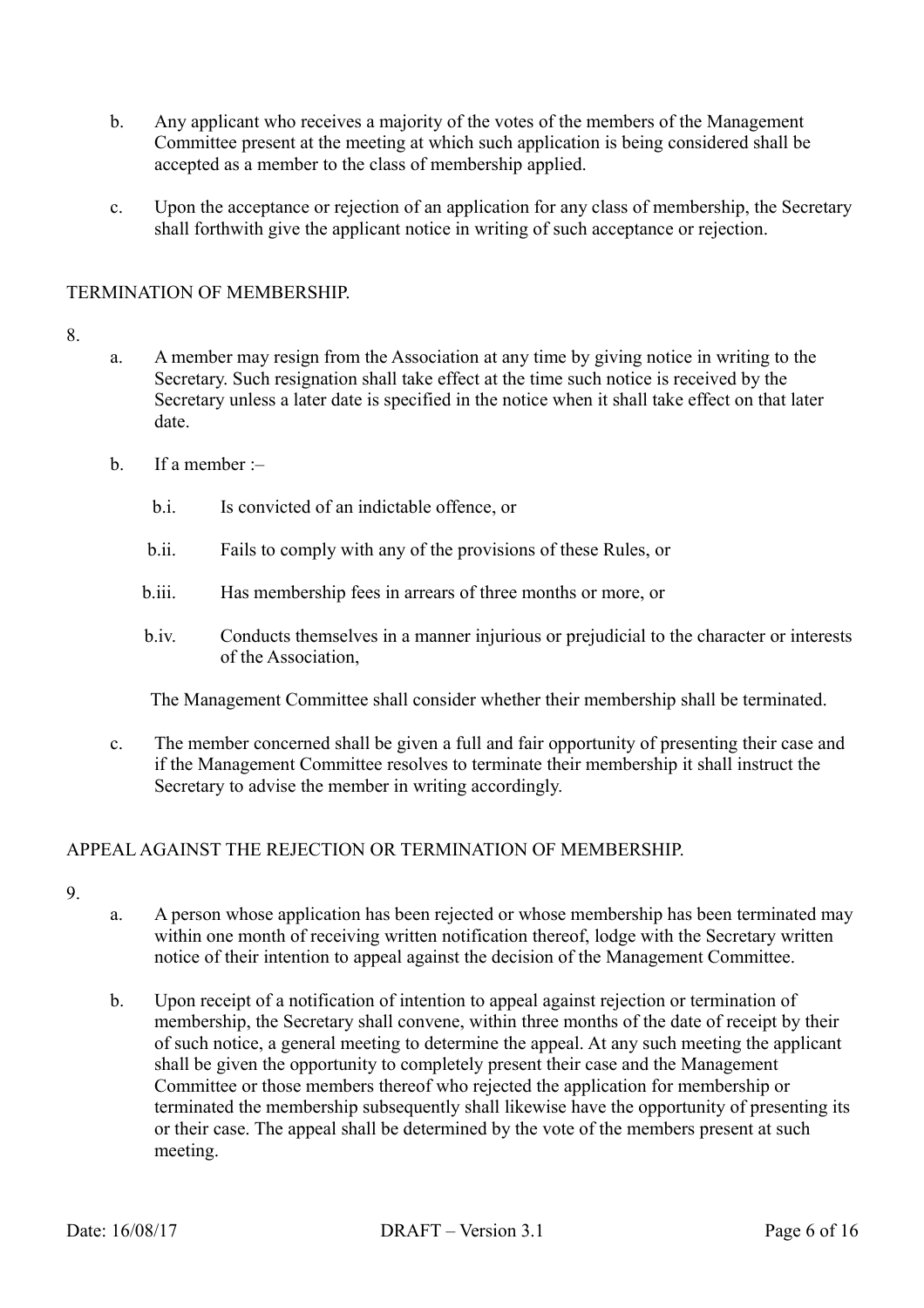b. Any applicant who receives a majority of the votes of the members of the Management Committee present at the meeting at which such application is being considered shall be accepted as a member to the class of membership applied.

c. Upon the acceptance or rejection of an application for any class of membership, the Secretary shall forthwith give the applicant notice in writing of such acceptance or rejection.

TERMINATION OF MEMBERSHIP.

8.

a. A member may resign from the Association at any time by giving notice in writing to the Secretary. Such resignation shall take effect at the time such notice is received by the Secretary unless a later date is specified in the notice when it shall take effect on that later date.

b. If a member :–

  b.i. Is convicted of an indictable offence, or

  b.ii. Fails to comply with any of the provisions of these Rules, or

  b.iii. Has membership fees in arrears of three months or more, or

  b.iv. Conducts themselves in a manner injurious or prejudicial to the character or interests of the Association,

  The Management Committee shall consider whether their membership shall be terminated.

c. The member concerned shall be given a full and fair opportunity of presenting their case and if the Management Committee resolves to terminate their membership it shall instruct the Secretary to advise the member in writing accordingly.

APPEAL AGAINST THE REJECTION OR TERMINATION OF MEMBERSHIP.

9.

a. A person whose application has been rejected or whose membership has been terminated may within one month of receiving written notification thereof, lodge with the Secretary written notice of their intention to appeal against the decision of the Management Committee.

b. Upon receipt of a notification of intention to appeal against rejection or termination of membership, the Secretary shall convene, within three months of the date of receipt by their of such notice, a general meeting to determine the appeal. At any such meeting the applicant shall be given the opportunity to completely present their case and the Management Committee or those members thereof who rejected the application for membership or terminated the membership subsequently shall likewise have the opportunity of presenting its or their case. The appeal shall be determined by the vote of the members present at such meeting.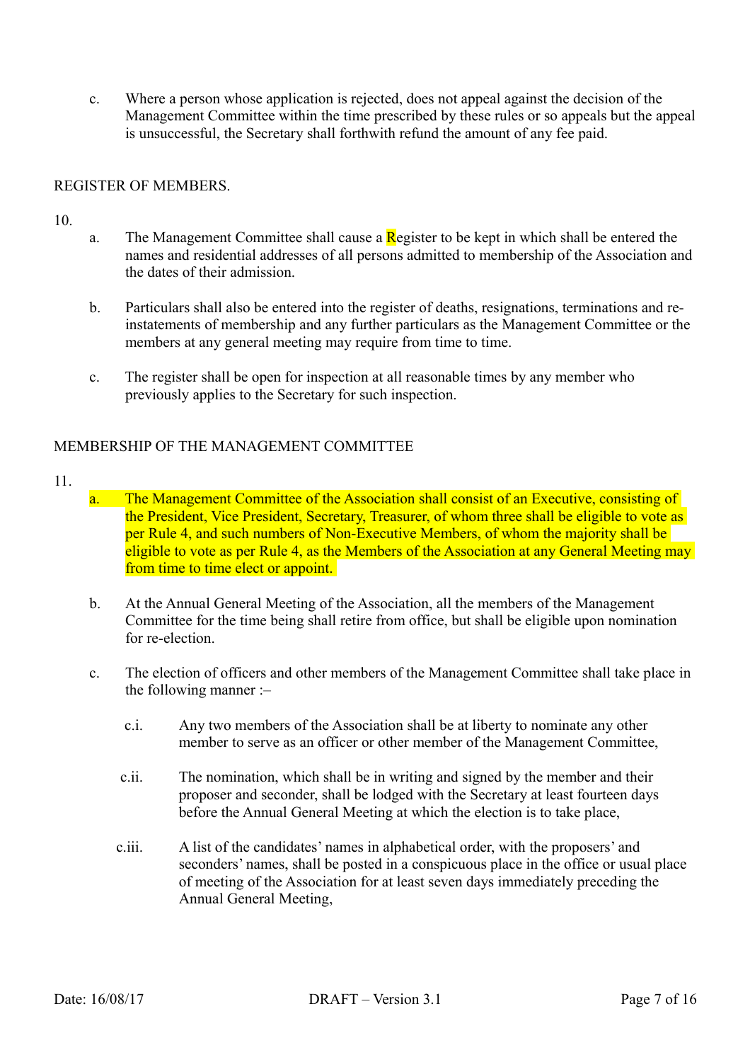c. Where a person whose application is rejected, does not appeal against the decision of the Management Committee within the time prescribed by these rules or so appeals but the appeal is unsuccessful, the Secretary shall forthwith refund the amount of any fee paid.

## REGISTER OF MEMBERS.

10.

a. The Management Committee shall cause a Register to be kept in which shall be entered the names and residential addresses of all persons admitted to membership of the Association and the dates of their admission.

b. Particulars shall also be entered into the register of deaths, resignations, terminations and re-instatements of membership and any further particulars as the Management Committee or the members at any general meeting may require from time to time.

c. The register shall be open for inspection at all reasonable times by any member who previously applies to the Secretary for such inspection.

## MEMBERSHIP OF THE MANAGEMENT COMMITTEE

11.

a. The Management Committee of the Association shall consist of an Executive, consisting of the President, Vice President, Secretary, Treasurer, of whom three shall be eligible to vote as per Rule 4, and such numbers of Non-Executive Members, of whom the majority shall be eligible to vote as per Rule 4, as the Members of the Association at any General Meeting may from time to time elect or appoint.

b. At the Annual General Meeting of the Association, all the members of the Management Committee for the time being shall retire from office, but shall be eligible upon nomination for re-election.

c. The election of officers and other members of the Management Committee shall take place in the following manner :–

c.i. Any two members of the Association shall be at liberty to nominate any other member to serve as an officer or other member of the Management Committee,

c.ii. The nomination, which shall be in writing and signed by the member and their proposer and seconder, shall be lodged with the Secretary at least fourteen days before the Annual General Meeting at which the election is to take place,

c.iii. A list of the candidates' names in alphabetical order, with the proposers' and seconders' names, shall be posted in a conspicuous place in the office or usual place of meeting of the Association for at least seven days immediately preceding the Annual General Meeting,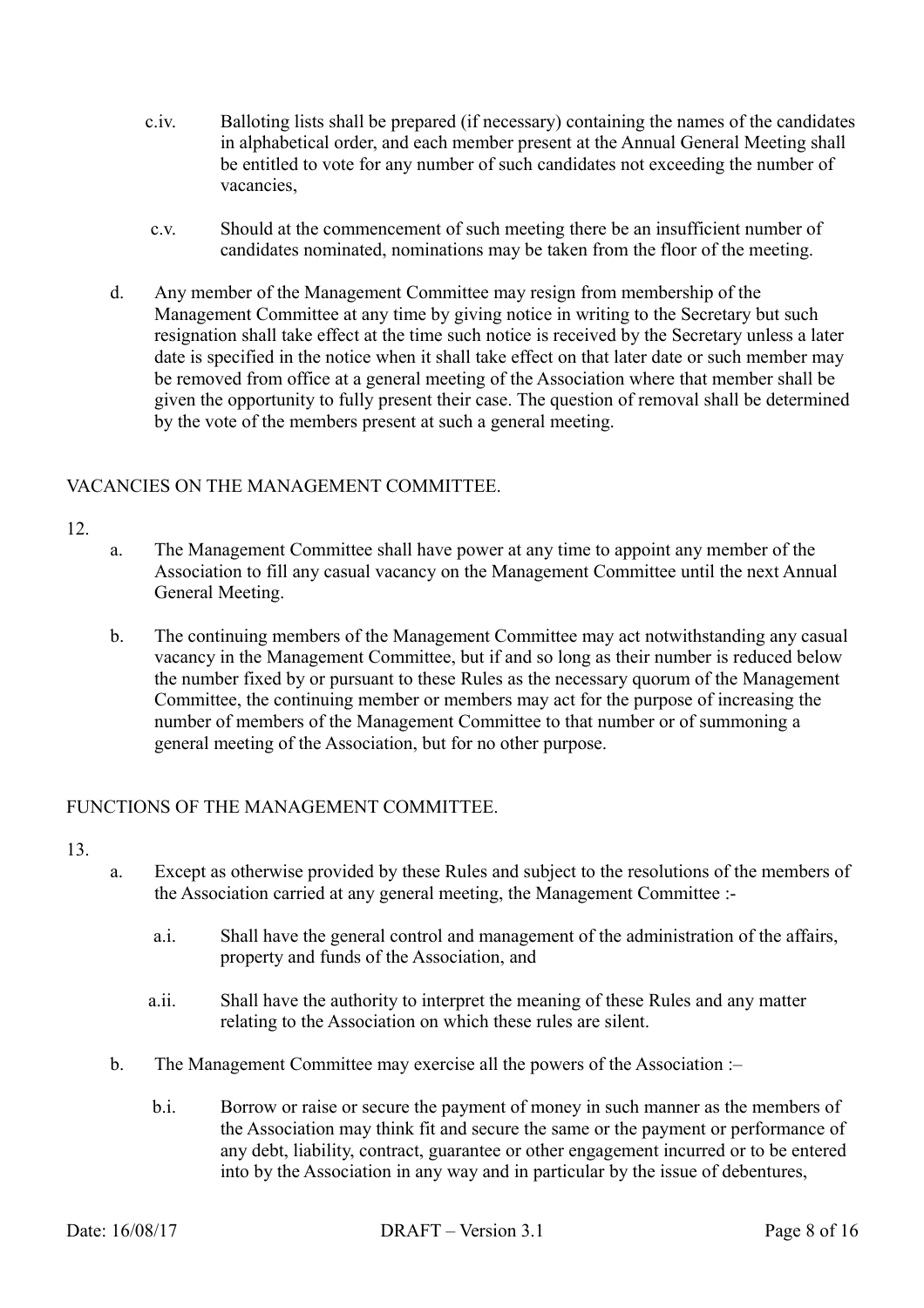c.iv. Balloting lists shall be prepared (if necessary) containing the names of the candidates in alphabetical order, and each member present at the Annual General Meeting shall be entitled to vote for any number of such candidates not exceeding the number of vacancies,

c.v. Should at the commencement of such meeting there be an insufficient number of candidates nominated, nominations may be taken from the floor of the meeting.

d. Any member of the Management Committee may resign from membership of the Management Committee at any time by giving notice in writing to the Secretary but such resignation shall take effect at the time such notice is received by the Secretary unless a later date is specified in the notice when it shall take effect on that later date or such member may be removed from office at a general meeting of the Association where that member shall be given the opportunity to fully present their case. The question of removal shall be determined by the vote of the members present at such a general meeting.

## VACANCIES ON THE MANAGEMENT COMMITTEE.

12.

a. The Management Committee shall have power at any time to appoint any member of the Association to fill any casual vacancy on the Management Committee until the next Annual General Meeting.

b. The continuing members of the Management Committee may act notwithstanding any casual vacancy in the Management Committee, but if and so long as their number is reduced below the number fixed by or pursuant to these Rules as the necessary quorum of the Management Committee, the continuing member or members may act for the purpose of increasing the number of members of the Management Committee to that number or of summoning a general meeting of the Association, but for no other purpose.

## FUNCTIONS OF THE MANAGEMENT COMMITTEE.

13.

a. Except as otherwise provided by these Rules and subject to the resolutions of the members of the Association carried at any general meeting, the Management Committee :-

a.i. Shall have the general control and management of the administration of the affairs, property and funds of the Association, and

a.ii. Shall have the authority to interpret the meaning of these Rules and any matter relating to the Association on which these rules are silent.

b. The Management Committee may exercise all the powers of the Association :–

b.i. Borrow or raise or secure the payment of money in such manner as the members of the Association may think fit and secure the same or the payment or performance of any debt, liability, contract, guarantee or other engagement incurred or to be entered into by the Association in any way and in particular by the issue of debentures,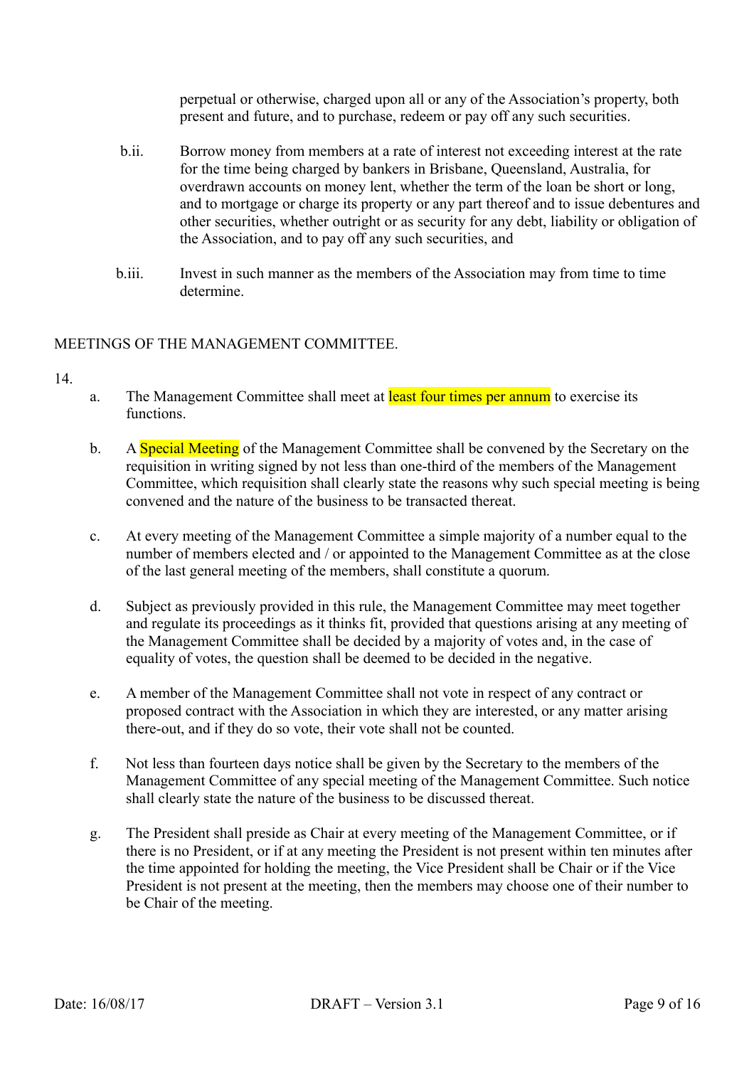perpetual or otherwise, charged upon all or any of the Association's property, both present and future, and to purchase, redeem or pay off any such securities.

b.ii. Borrow money from members at a rate of interest not exceeding interest at the rate for the time being charged by bankers in Brisbane, Queensland, Australia, for overdrawn accounts on money lent, whether the term of the loan be short or long, and to mortgage or charge its property or any part thereof and to issue debentures and other securities, whether outright or as security for any debt, liability or obligation of the Association, and to pay off any such securities, and

b.iii. Invest in such manner as the members of the Association may from time to time determine.

## MEETINGS OF THE MANAGEMENT COMMITTEE.

14.

a. The Management Committee shall meet at least four times per annum to exercise its functions.

b. A Special Meeting of the Management Committee shall be convened by the Secretary on the requisition in writing signed by not less than one-third of the members of the Management Committee, which requisition shall clearly state the reasons why such special meeting is being convened and the nature of the business to be transacted thereat.

c. At every meeting of the Management Committee a simple majority of a number equal to the number of members elected and / or appointed to the Management Committee as at the close of the last general meeting of the members, shall constitute a quorum.

d. Subject as previously provided in this rule, the Management Committee may meet together and regulate its proceedings as it thinks fit, provided that questions arising at any meeting of the Management Committee shall be decided by a majority of votes and, in the case of equality of votes, the question shall be deemed to be decided in the negative.

e. A member of the Management Committee shall not vote in respect of any contract or proposed contract with the Association in which they are interested, or any matter arising there-out, and if they do so vote, their vote shall not be counted.

f. Not less than fourteen days notice shall be given by the Secretary to the members of the Management Committee of any special meeting of the Management Committee. Such notice shall clearly state the nature of the business to be discussed thereat.

g. The President shall preside as Chair at every meeting of the Management Committee, or if there is no President, or if at any meeting the President is not present within ten minutes after the time appointed for holding the meeting, the Vice President shall be Chair or if the Vice President is not present at the meeting, then the members may choose one of their number to be Chair of the meeting.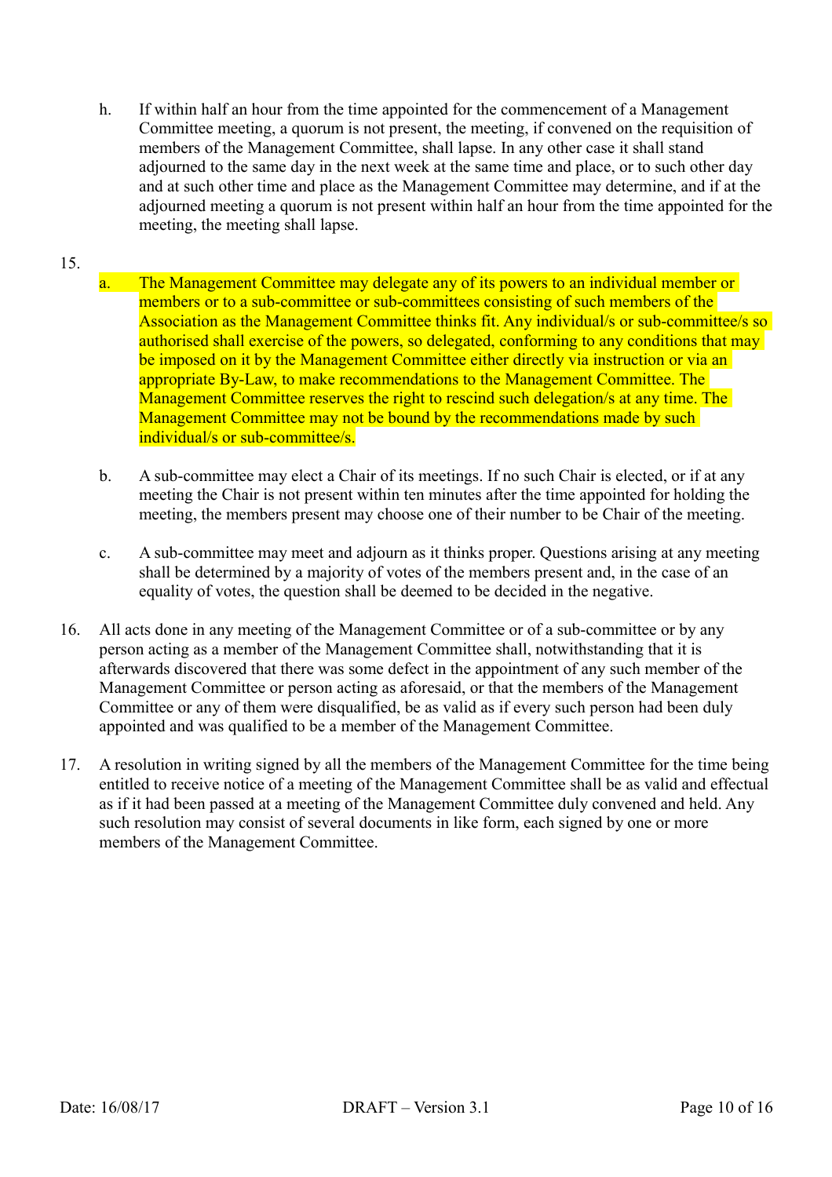h. If within half an hour from the time appointed for the commencement of a Management Committee meeting, a quorum is not present, the meeting, if convened on the requisition of members of the Management Committee, shall lapse. In any other case it shall stand adjourned to the same day in the next week at the same time and place, or to such other day and at such other time and place as the Management Committee may determine, and if at the adjourned meeting a quorum is not present within half an hour from the time appointed for the meeting, the meeting shall lapse.

15.

a. The Management Committee may delegate any of its powers to an individual member or members or to a sub-committee or sub-committees consisting of such members of the Association as the Management Committee thinks fit. Any individual/s or sub-committee/s so authorised shall exercise of the powers, so delegated, conforming to any conditions that may be imposed on it by the Management Committee either directly via instruction or via an appropriate By-Law, to make recommendations to the Management Committee. The Management Committee reserves the right to rescind such delegation/s at any time. The Management Committee may not be bound by the recommendations made by such individual/s or sub-committee/s.

b. A sub-committee may elect a Chair of its meetings. If no such Chair is elected, or if at any meeting the Chair is not present within ten minutes after the time appointed for holding the meeting, the members present may choose one of their number to be Chair of the meeting.

c. A sub-committee may meet and adjourn as it thinks proper. Questions arising at any meeting shall be determined by a majority of votes of the members present and, in the case of an equality of votes, the question shall be deemed to be decided in the negative.

16. All acts done in any meeting of the Management Committee or of a sub-committee or by any person acting as a member of the Management Committee shall, notwithstanding that it is afterwards discovered that there was some defect in the appointment of any such member of the Management Committee or person acting as aforesaid, or that the members of the Management Committee or any of them were disqualified, be as valid as if every such person had been duly appointed and was qualified to be a member of the Management Committee.

17. A resolution in writing signed by all the members of the Management Committee for the time being entitled to receive notice of a meeting of the Management Committee shall be as valid and effectual as if it had been passed at a meeting of the Management Committee duly convened and held. Any such resolution may consist of several documents in like form, each signed by one or more members of the Management Committee.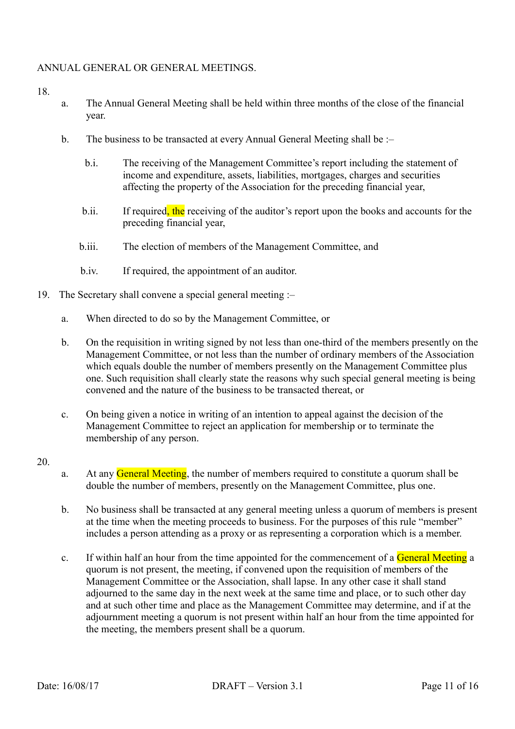ANNUAL GENERAL OR GENERAL MEETINGS.

18.

a. The Annual General Meeting shall be held within three months of the close of the financial year.

b. The business to be transacted at every Annual General Meeting shall be :–

   b.i. The receiving of the Management Committee's report including the statement of income and expenditure, assets, liabilities, mortgages, charges and securities affecting the property of the Association for the preceding financial year,

   b.ii. If required, the receiving of the auditor's report upon the books and accounts for the preceding financial year,

   b.iii. The election of members of the Management Committee, and

   b.iv. If required, the appointment of an auditor.

19. The Secretary shall convene a special general meeting :–

a. When directed to do so by the Management Committee, or

b. On the requisition in writing signed by not less than one-third of the members presently on the Management Committee, or not less than the number of ordinary members of the Association which equals double the number of members presently on the Management Committee plus one. Such requisition shall clearly state the reasons why such special general meeting is being convened and the nature of the business to be transacted thereat, or

c. On being given a notice in writing of an intention to appeal against the decision of the Management Committee to reject an application for membership or to terminate the membership of any person.

20.

a. At any General Meeting, the number of members required to constitute a quorum shall be double the number of members, presently on the Management Committee, plus one.

b. No business shall be transacted at any general meeting unless a quorum of members is present at the time when the meeting proceeds to business. For the purposes of this rule "member" includes a person attending as a proxy or as representing a corporation which is a member.

c. If within half an hour from the time appointed for the commencement of a General Meeting a quorum is not present, the meeting, if convened upon the requisition of members of the Management Committee or the Association, shall lapse. In any other case it shall stand adjourned to the same day in the next week at the same time and place, or to such other day and at such other time and place as the Management Committee may determine, and if at the adjournment meeting a quorum is not present within half an hour from the time appointed for the meeting, the members present shall be a quorum.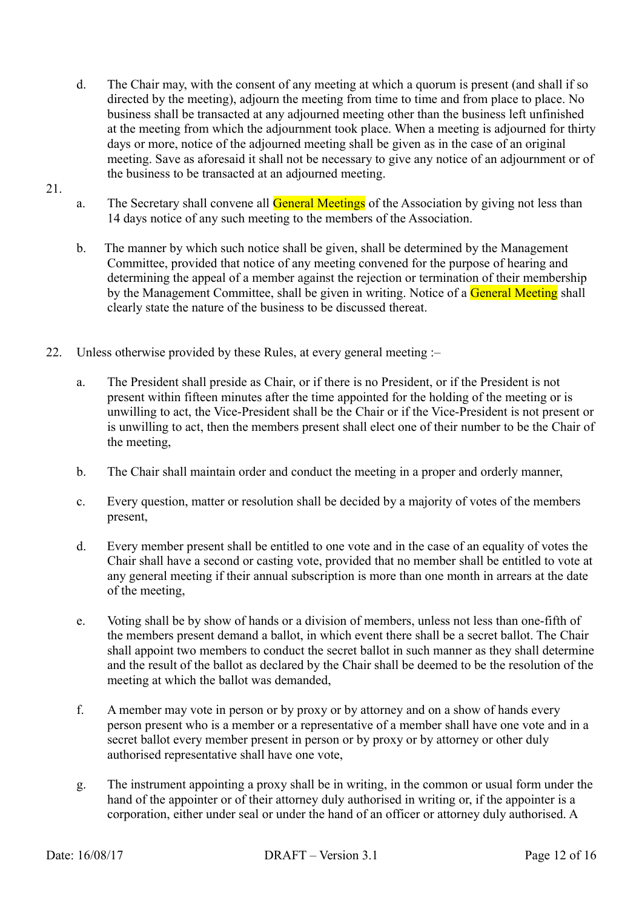d. The Chair may, with the consent of any meeting at which a quorum is present (and shall if so directed by the meeting), adjourn the meeting from time to time and from place to place. No business shall be transacted at any adjourned meeting other than the business left unfinished at the meeting from which the adjournment took place. When a meeting is adjourned for thirty days or more, notice of the adjourned meeting shall be given as in the case of an original meeting. Save as aforesaid it shall not be necessary to give any notice of an adjournment or of the business to be transacted at an adjourned meeting.

21.

a. The Secretary shall convene all General Meetings of the Association by giving not less than 14 days notice of any such meeting to the members of the Association.

b. The manner by which such notice shall be given, shall be determined by the Management Committee, provided that notice of any meeting convened for the purpose of hearing and determining the appeal of a member against the rejection or termination of their membership by the Management Committee, shall be given in writing. Notice of a General Meeting shall clearly state the nature of the business to be discussed thereat.

22. Unless otherwise provided by these Rules, at every general meeting :–

a. The President shall preside as Chair, or if there is no President, or if the President is not present within fifteen minutes after the time appointed for the holding of the meeting or is unwilling to act, the Vice-President shall be the Chair or if the Vice-President is not present or is unwilling to act, then the members present shall elect one of their number to be the Chair of the meeting,

b. The Chair shall maintain order and conduct the meeting in a proper and orderly manner,

c. Every question, matter or resolution shall be decided by a majority of votes of the members present,

d. Every member present shall be entitled to one vote and in the case of an equality of votes the Chair shall have a second or casting vote, provided that no member shall be entitled to vote at any general meeting if their annual subscription is more than one month in arrears at the date of the meeting,

e. Voting shall be by show of hands or a division of members, unless not less than one-fifth of the members present demand a ballot, in which event there shall be a secret ballot. The Chair shall appoint two members to conduct the secret ballot in such manner as they shall determine and the result of the ballot as declared by the Chair shall be deemed to be the resolution of the meeting at which the ballot was demanded,

f. A member may vote in person or by proxy or by attorney and on a show of hands every person present who is a member or a representative of a member shall have one vote and in a secret ballot every member present in person or by proxy or by attorney or other duly authorised representative shall have one vote,

g. The instrument appointing a proxy shall be in writing, in the common or usual form under the hand of the appointer or of their attorney duly authorised in writing or, if the appointer is a corporation, either under seal or under the hand of an officer or attorney duly authorised. A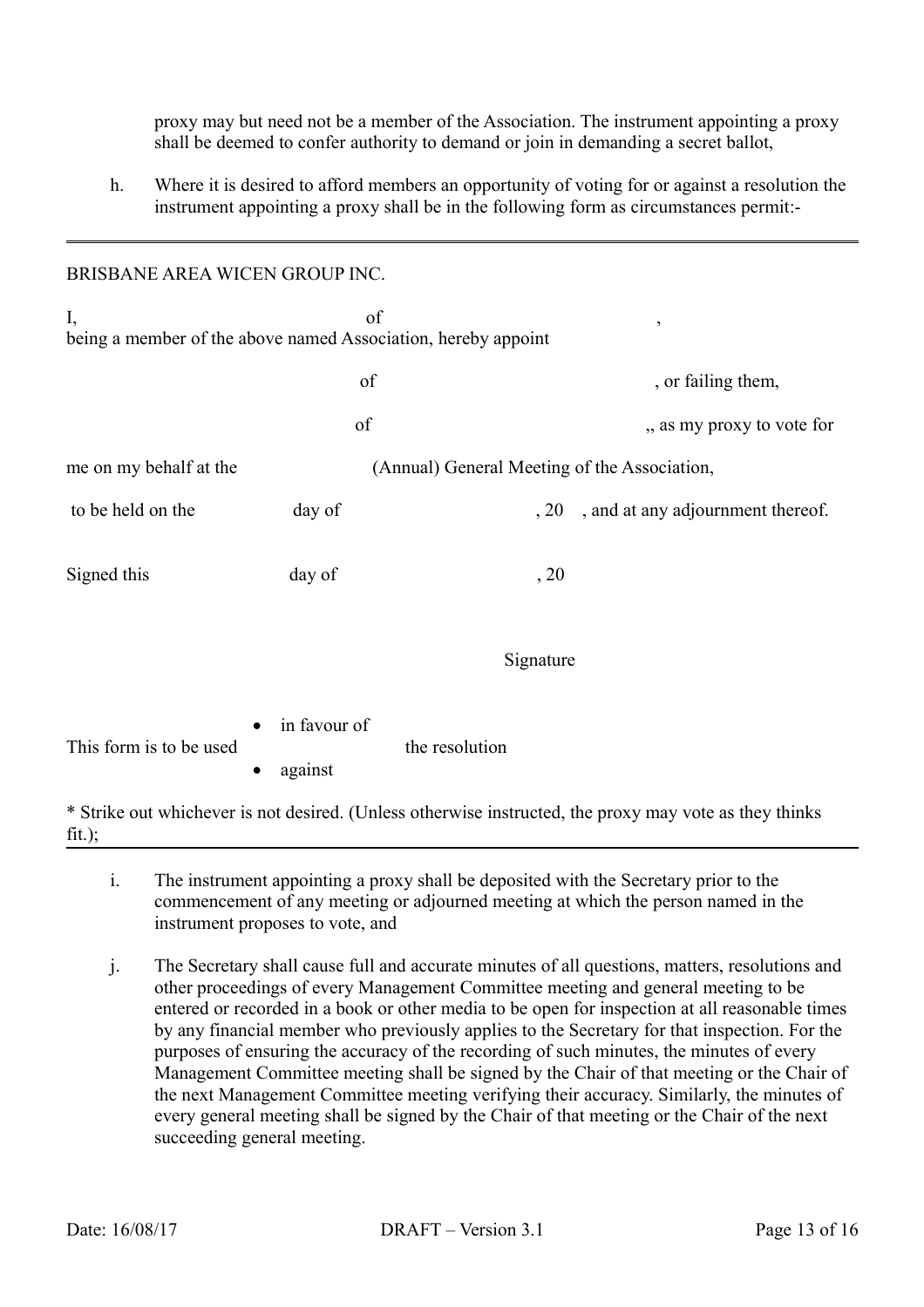proxy may but need not be a member of the Association. The instrument appointing a proxy shall be deemed to confer authority to demand or join in demanding a secret ballot,

h. Where it is desired to afford members an opportunity of voting for or against a resolution the instrument appointing a proxy shall be in the following form as circumstances permit:-

---

BRISBANE AREA WICEN GROUP INC.

I, of ,
being a member of the above named Association, hereby appoint

of , or failing them,

of ,, as my proxy to vote for

me on my behalf at the (Annual) General Meeting of the Association,

to be held on the day of , 20 , and at any adjournment thereof.

Signed this day of , 20

Signature

This form is to be used

- in favour of
- against

the resolution

* Strike out whichever is not desired. (Unless otherwise instructed, the proxy may vote as they thinks fit.);

---

i. The instrument appointing a proxy shall be deposited with the Secretary prior to the commencement of any meeting or adjourned meeting at which the person named in the instrument proposes to vote, and

j. The Secretary shall cause full and accurate minutes of all questions, matters, resolutions and other proceedings of every Management Committee meeting and general meeting to be entered or recorded in a book or other media to be open for inspection at all reasonable times by any financial member who previously applies to the Secretary for that inspection. For the purposes of ensuring the accuracy of the recording of such minutes, the minutes of every Management Committee meeting shall be signed by the Chair of that meeting or the Chair of the next Management Committee meeting verifying their accuracy. Similarly, the minutes of every general meeting shall be signed by the Chair of that meeting or the Chair of the next succeeding general meeting.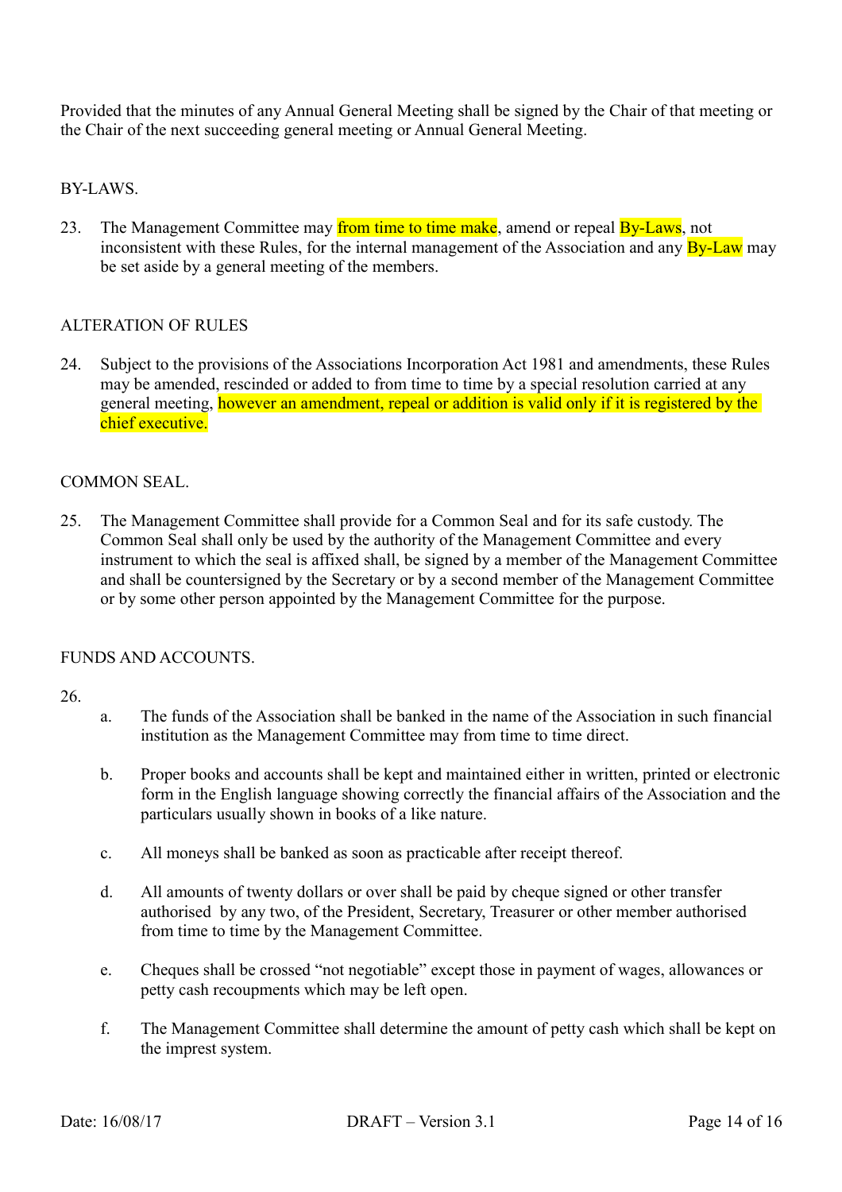Provided that the minutes of any Annual General Meeting shall be signed by the Chair of that meeting or the Chair of the next succeeding general meeting or Annual General Meeting.

## BY-LAWS.

23. The Management Committee may from time to time make, amend or repeal By-Laws, not inconsistent with these Rules, for the internal management of the Association and any By-Law may be set aside by a general meeting of the members.

## ALTERATION OF RULES

24. Subject to the provisions of the Associations Incorporation Act 1981 and amendments, these Rules may be amended, rescinded or added to from time to time by a special resolution carried at any general meeting, however an amendment, repeal or addition is valid only if it is registered by the chief executive.

## COMMON SEAL.

25. The Management Committee shall provide for a Common Seal and for its safe custody. The Common Seal shall only be used by the authority of the Management Committee and every instrument to which the seal is affixed shall, be signed by a member of the Management Committee and shall be countersigned by the Secretary or by a second member of the Management Committee or by some other person appointed by the Management Committee for the purpose.

## FUNDS AND ACCOUNTS.

26.

a. The funds of the Association shall be banked in the name of the Association in such financial institution as the Management Committee may from time to time direct.

b. Proper books and accounts shall be kept and maintained either in written, printed or electronic form in the English language showing correctly the financial affairs of the Association and the particulars usually shown in books of a like nature.

c. All moneys shall be banked as soon as practicable after receipt thereof.

d. All amounts of twenty dollars or over shall be paid by cheque signed or other transfer authorised by any two, of the President, Secretary, Treasurer or other member authorised from time to time by the Management Committee.

e. Cheques shall be crossed "not negotiable" except those in payment of wages, allowances or petty cash recoupments which may be left open.

f. The Management Committee shall determine the amount of petty cash which shall be kept on the imprest system.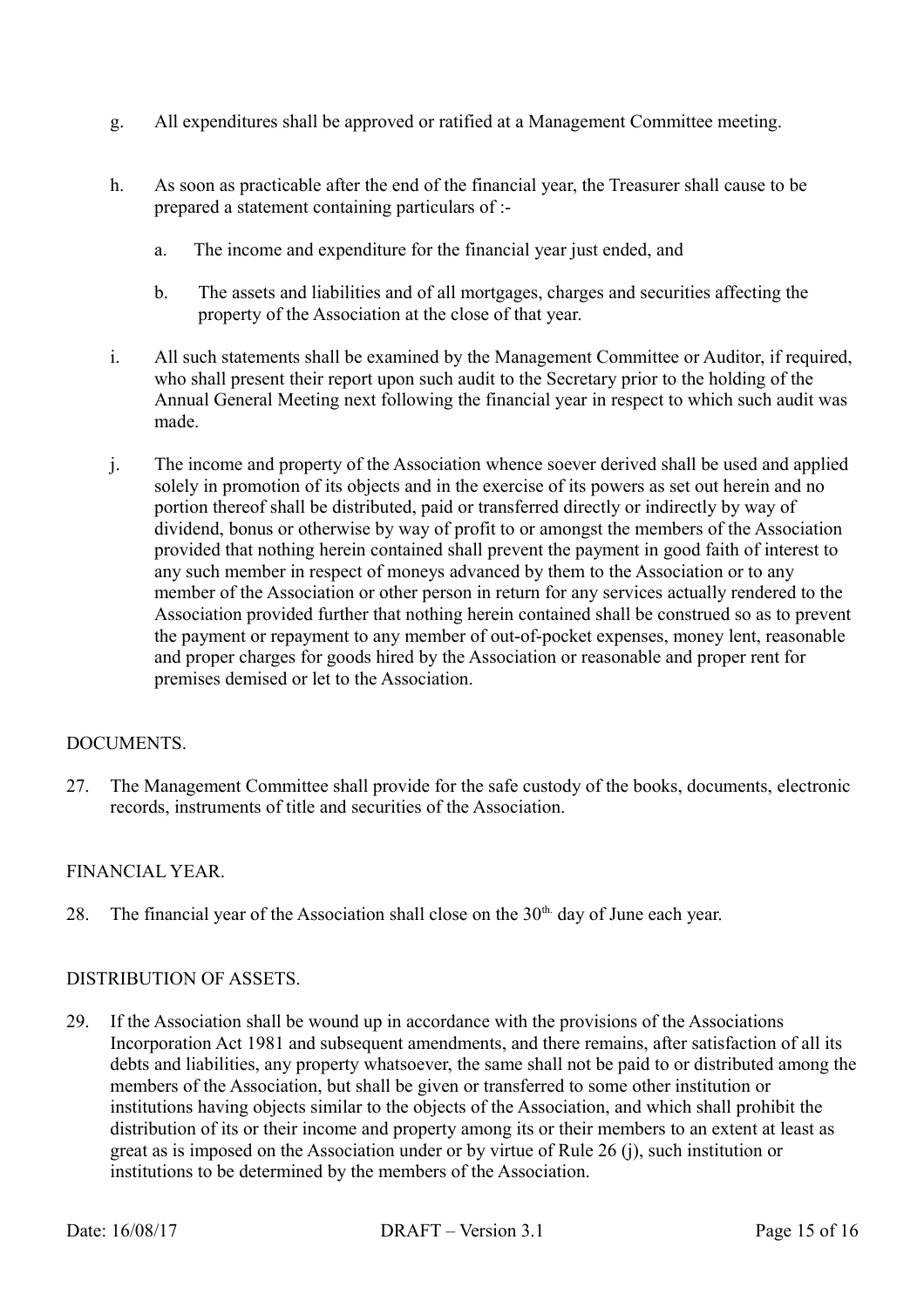g. All expenditures shall be approved or ratified at a Management Committee meeting.

h. As soon as practicable after the end of the financial year, the Treasurer shall cause to be prepared a statement containing particulars of :-

   a. The income and expenditure for the financial year just ended, and

   b. The assets and liabilities and of all mortgages, charges and securities affecting the property of the Association at the close of that year.

i. All such statements shall be examined by the Management Committee or Auditor, if required, who shall present their report upon such audit to the Secretary prior to the holding of the Annual General Meeting next following the financial year in respect to which such audit was made.

j. The income and property of the Association whence soever derived shall be used and applied solely in promotion of its objects and in the exercise of its powers as set out herein and no portion thereof shall be distributed, paid or transferred directly or indirectly by way of dividend, bonus or otherwise by way of profit to or amongst the members of the Association provided that nothing herein contained shall prevent the payment in good faith of interest to any such member in respect of moneys advanced by them to the Association or to any member of the Association or other person in return for any services actually rendered to the Association provided further that nothing herein contained shall be construed so as to prevent the payment or repayment to any member of out-of-pocket expenses, money lent, reasonable and proper charges for goods hired by the Association or reasonable and proper rent for premises demised or let to the Association.

DOCUMENTS.

27. The Management Committee shall provide for the safe custody of the books, documents, electronic records, instruments of title and securities of the Association.

FINANCIAL YEAR.

28. The financial year of the Association shall close on the 30th. day of June each year.

DISTRIBUTION OF ASSETS.

29. If the Association shall be wound up in accordance with the provisions of the Associations Incorporation Act 1981 and subsequent amendments, and there remains, after satisfaction of all its debts and liabilities, any property whatsoever, the same shall not be paid to or distributed among the members of the Association, but shall be given or transferred to some other institution or institutions having objects similar to the objects of the Association, and which shall prohibit the distribution of its or their income and property among its or their members to an extent at least as great as is imposed on the Association under or by virtue of Rule 26 (j), such institution or institutions to be determined by the members of the Association.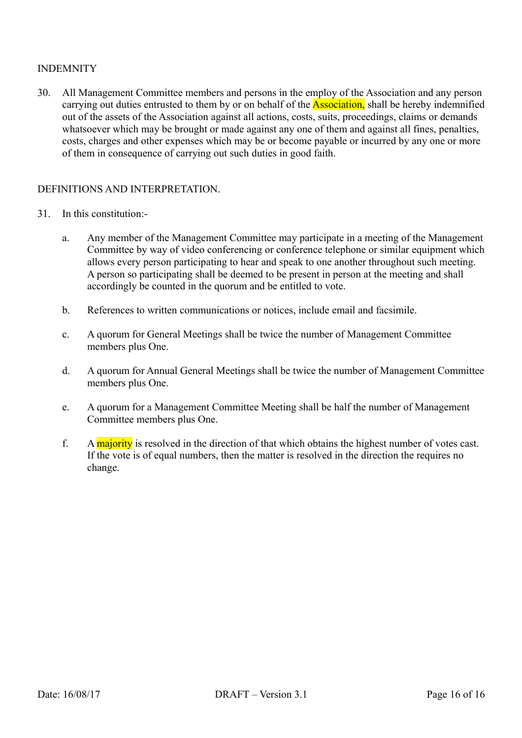## INDEMNITY

30. All Management Committee members and persons in the employ of the Association and any person carrying out duties entrusted to them by or on behalf of the Association, shall be hereby indemnified out of the assets of the Association against all actions, costs, suits, proceedings, claims or demands whatsoever which may be brought or made against any one of them and against all fines, penalties, costs, charges and other expenses which may be or become payable or incurred by any one or more of them in consequence of carrying out such duties in good faith.

## DEFINITIONS AND INTERPRETATION.

31. In this constitution:-

    a. Any member of the Management Committee may participate in a meeting of the Management Committee by way of video conferencing or conference telephone or similar equipment which allows every person participating to hear and speak to one another throughout such meeting. A person so participating shall be deemed to be present in person at the meeting and shall accordingly be counted in the quorum and be entitled to vote.

    b. References to written communications or notices, include email and facsimile.

    c. A quorum for General Meetings shall be twice the number of Management Committee members plus One.

    d. A quorum for Annual General Meetings shall be twice the number of Management Committee members plus One.

    e. A quorum for a Management Committee Meeting shall be half the number of Management Committee members plus One.

    f. A majority is resolved in the direction of that which obtains the highest number of votes cast. If the vote is of equal numbers, then the matter is resolved in the direction the requires no change.

Date: 16/08/17 DRAFT – Version 3.1